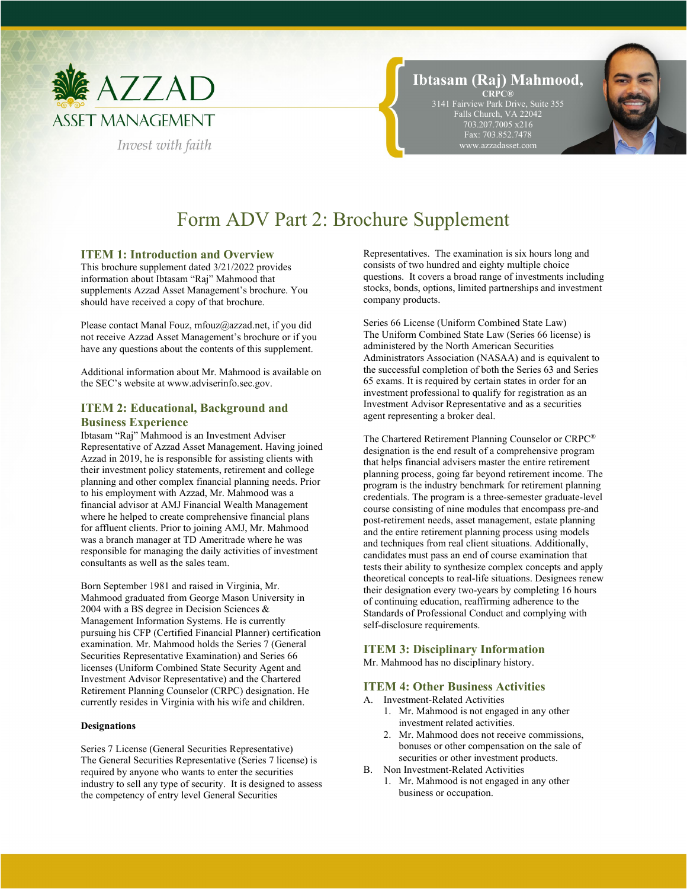AZZAD ASSET MANAGEMENT

*Invest with faith*

**Ibtasam (Raj) Mahmood, CRPC®**
3141 Fairview Park Drive, Suite 355
Falls Church, VA 22042
703.207.7005 x216
Fax: 703.852.7478
www.azzadasset.com

# Form ADV Part 2: Brochure Supplement

## ITEM 1: Introduction and Overview

This brochure supplement dated 3/21/2022 provides information about Ibtasam "Raj" Mahmood that supplements Azzad Asset Management's brochure. You should have received a copy of that brochure.

Please contact Manal Fouz, mfouz@azzad.net, if you did not receive Azzad Asset Management's brochure or if you have any questions about the contents of this supplement.

Additional information about Mr. Mahmood is available on the SEC's website at www.adviserinfo.sec.gov.

## ITEM 2: Educational, Background and Business Experience

Ibtasam "Raj" Mahmood is an Investment Adviser Representative of Azzad Asset Management. Having joined Azzad in 2019, he is responsible for assisting clients with their investment policy statements, retirement and college planning and other complex financial planning needs. Prior to his employment with Azzad, Mr. Mahmood was a financial advisor at AMJ Financial Wealth Management where he helped to create comprehensive financial plans for affluent clients. Prior to joining AMJ, Mr. Mahmood was a branch manager at TD Ameritrade where he was responsible for managing the daily activities of investment consultants as well as the sales team.

Born September 1981 and raised in Virginia, Mr. Mahmood graduated from George Mason University in 2004 with a BS degree in Decision Sciences & Management Information Systems. He is currently pursuing his CFP (Certified Financial Planner) certification examination. Mr. Mahmood holds the Series 7 (General Securities Representative Examination) and Series 66 licenses (Uniform Combined State Security Agent and Investment Advisor Representative) and the Chartered Retirement Planning Counselor (CRPC) designation. He currently resides in Virginia with his wife and children.

**Designations**

Series 7 License (General Securities Representative)
The General Securities Representative (Series 7 license) is required by anyone who wants to enter the securities industry to sell any type of security. It is designed to assess the competency of entry level General Securities Representatives. The examination is six hours long and consists of two hundred and eighty multiple choice questions. It covers a broad range of investments including stocks, bonds, options, limited partnerships and investment company products.

Series 66 License (Uniform Combined State Law)
The Uniform Combined State Law (Series 66 license) is administered by the North American Securities Administrators Association (NASAA) and is equivalent to the successful completion of both the Series 63 and Series 65 exams. It is required by certain states in order for an investment professional to qualify for registration as an Investment Advisor Representative and as a securities agent representing a broker deal.

The Chartered Retirement Planning Counselor or CRPC® designation is the end result of a comprehensive program that helps financial advisers master the entire retirement planning process, going far beyond retirement income. The program is the industry benchmark for retirement planning credentials. The program is a three-semester graduate-level course consisting of nine modules that encompass pre-and post-retirement needs, asset management, estate planning and the entire retirement planning process using models and techniques from real client situations. Additionally, candidates must pass an end of course examination that tests their ability to synthesize complex concepts and apply theoretical concepts to real-life situations. Designees renew their designation every two-years by completing 16 hours of continuing education, reaffirming adherence to the Standards of Professional Conduct and complying with self-disclosure requirements.

## ITEM 3: Disciplinary Information

Mr. Mahmood has no disciplinary history.

## ITEM 4: Other Business Activities

A. Investment-Related Activities
   1. Mr. Mahmood is not engaged in any other investment related activities.
   2. Mr. Mahmood does not receive commissions, bonuses or other compensation on the sale of securities or other investment products.

B. Non Investment-Related Activities
   1. Mr. Mahmood is not engaged in any other business or occupation.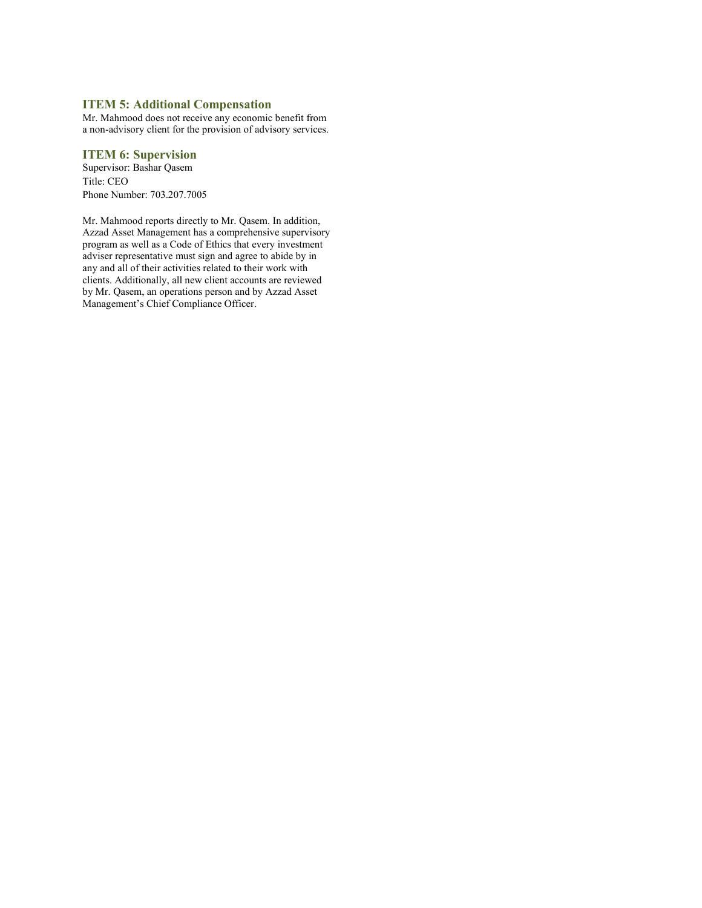## ITEM 5: Additional Compensation

Mr. Mahmood does not receive any economic benefit from a non-advisory client for the provision of advisory services.

## ITEM 6: Supervision

Supervisor: Bashar Qasem
Title: CEO
Phone Number: 703.207.7005

Mr. Mahmood reports directly to Mr. Qasem. In addition, Azzad Asset Management has a comprehensive supervisory program as well as a Code of Ethics that every investment adviser representative must sign and agree to abide by in any and all of their activities related to their work with clients. Additionally, all new client accounts are reviewed by Mr. Qasem, an operations person and by Azzad Asset Management's Chief Compliance Officer.